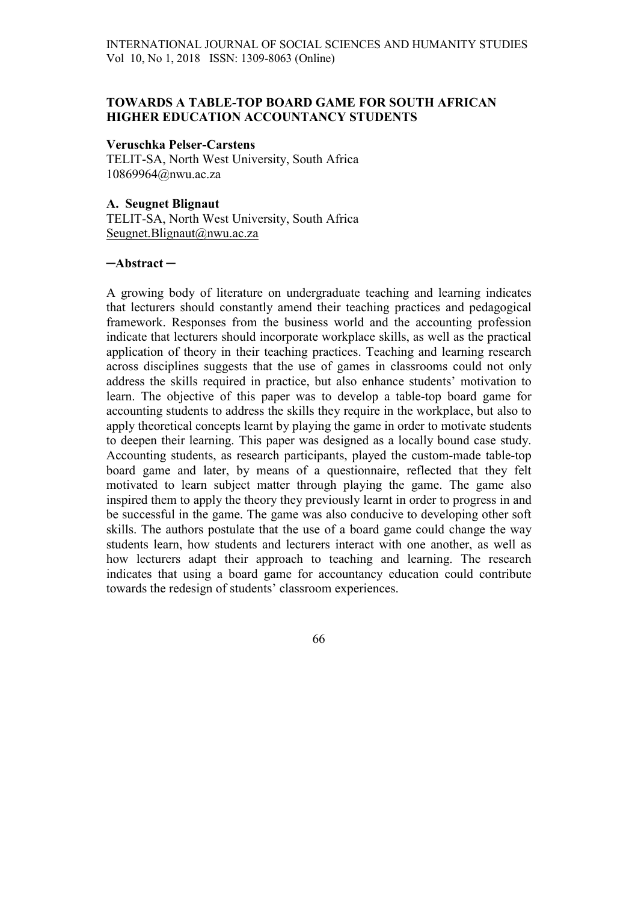# TOWARDS A TABLE-TOP BOARD GAME FOR SOUTH AFRICAN HIGHER EDUCATION ACCOUNTANCY STUDENTS

**Veruschka Pelser-Carstens**
TELIT-SA, North West University, South Africa
10869964@nwu.ac.za

**A. Seugnet Blignaut**
TELIT-SA, North West University, South Africa
Seugnet.Blignaut@nwu.ac.za

**─Abstract ─**

A growing body of literature on undergraduate teaching and learning indicates that lecturers should constantly amend their teaching practices and pedagogical framework. Responses from the business world and the accounting profession indicate that lecturers should incorporate workplace skills, as well as the practical application of theory in their teaching practices. Teaching and learning research across disciplines suggests that the use of games in classrooms could not only address the skills required in practice, but also enhance students' motivation to learn. The objective of this paper was to develop a table-top board game for accounting students to address the skills they require in the workplace, but also to apply theoretical concepts learnt by playing the game in order to motivate students to deepen their learning. This paper was designed as a locally bound case study. Accounting students, as research participants, played the custom-made table-top board game and later, by means of a questionnaire, reflected that they felt motivated to learn subject matter through playing the game. The game also inspired them to apply the theory they previously learnt in order to progress in and be successful in the game. The game was also conducive to developing other soft skills. The authors postulate that the use of a board game could change the way students learn, how students and lecturers interact with one another, as well as how lecturers adapt their approach to teaching and learning. The research indicates that using a board game for accountancy education could contribute towards the redesign of students' classroom experiences.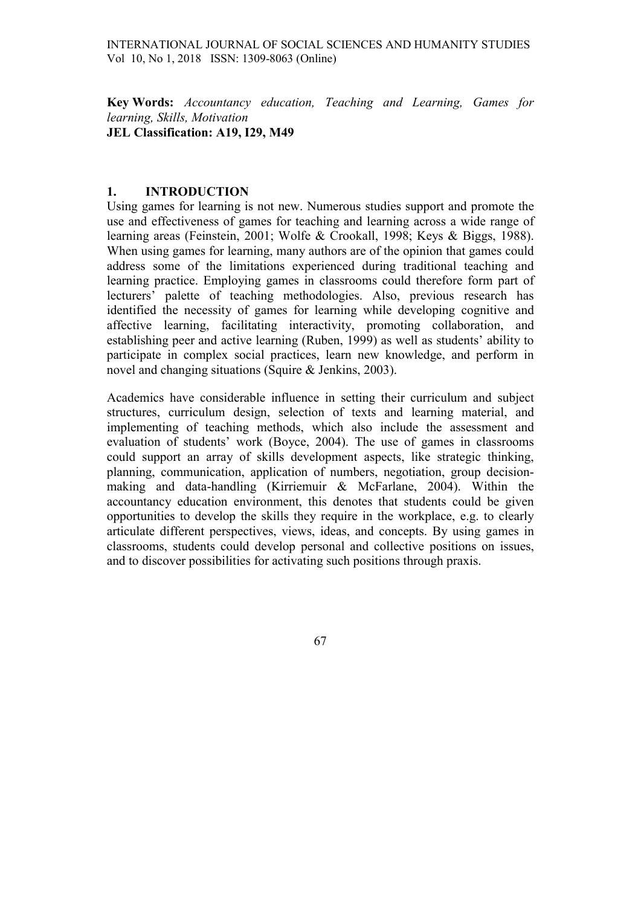**Key Words:** *Accountancy education, Teaching and Learning, Games for learning, Skills, Motivation*
**JEL Classification: A19, I29, M49**

## 1. INTRODUCTION

Using games for learning is not new. Numerous studies support and promote the use and effectiveness of games for teaching and learning across a wide range of learning areas (Feinstein, 2001; Wolfe & Crookall, 1998; Keys & Biggs, 1988). When using games for learning, many authors are of the opinion that games could address some of the limitations experienced during traditional teaching and learning practice. Employing games in classrooms could therefore form part of lecturers' palette of teaching methodologies. Also, previous research has identified the necessity of games for learning while developing cognitive and affective learning, facilitating interactivity, promoting collaboration, and establishing peer and active learning (Ruben, 1999) as well as students' ability to participate in complex social practices, learn new knowledge, and perform in novel and changing situations (Squire & Jenkins, 2003).

Academics have considerable influence in setting their curriculum and subject structures, curriculum design, selection of texts and learning material, and implementing of teaching methods, which also include the assessment and evaluation of students' work (Boyce, 2004). The use of games in classrooms could support an array of skills development aspects, like strategic thinking, planning, communication, application of numbers, negotiation, group decision-making and data-handling (Kirriemuir & McFarlane, 2004). Within the accountancy education environment, this denotes that students could be given opportunities to develop the skills they require in the workplace, e.g. to clearly articulate different perspectives, views, ideas, and concepts. By using games in classrooms, students could develop personal and collective positions on issues, and to discover possibilities for activating such positions through praxis.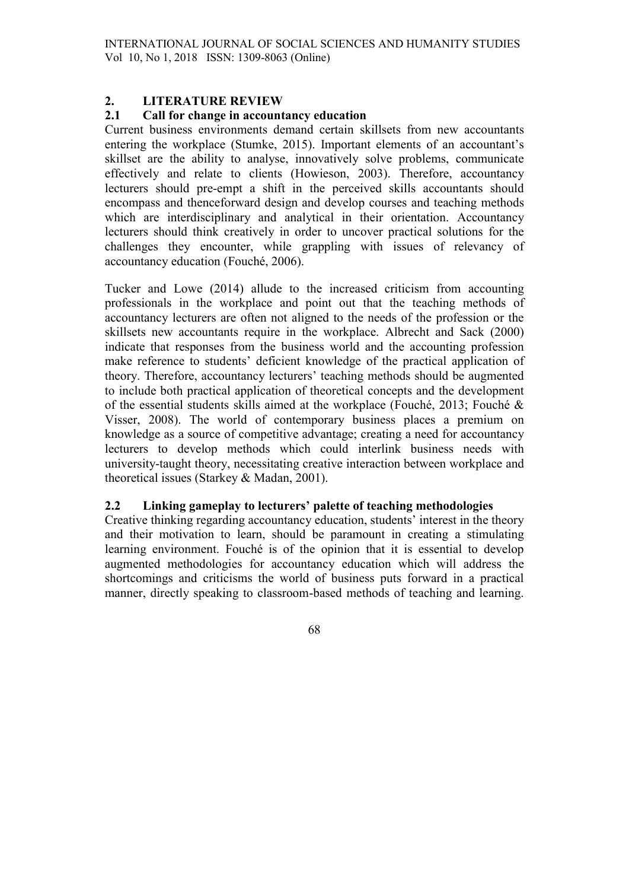## 2. LITERATURE REVIEW

### 2.1 Call for change in accountancy education

Current business environments demand certain skillsets from new accountants entering the workplace (Stumke, 2015). Important elements of an accountant's skillset are the ability to analyse, innovatively solve problems, communicate effectively and relate to clients (Howieson, 2003). Therefore, accountancy lecturers should pre-empt a shift in the perceived skills accountants should encompass and thenceforward design and develop courses and teaching methods which are interdisciplinary and analytical in their orientation. Accountancy lecturers should think creatively in order to uncover practical solutions for the challenges they encounter, while grappling with issues of relevancy of accountancy education (Fouché, 2006).

Tucker and Lowe (2014) allude to the increased criticism from accounting professionals in the workplace and point out that the teaching methods of accountancy lecturers are often not aligned to the needs of the profession or the skillsets new accountants require in the workplace. Albrecht and Sack (2000) indicate that responses from the business world and the accounting profession make reference to students' deficient knowledge of the practical application of theory. Therefore, accountancy lecturers' teaching methods should be augmented to include both practical application of theoretical concepts and the development of the essential students skills aimed at the workplace (Fouché, 2013; Fouché & Visser, 2008). The world of contemporary business places a premium on knowledge as a source of competitive advantage; creating a need for accountancy lecturers to develop methods which could interlink business needs with university-taught theory, necessitating creative interaction between workplace and theoretical issues (Starkey & Madan, 2001).

### 2.2 Linking gameplay to lecturers' palette of teaching methodologies

Creative thinking regarding accountancy education, students' interest in the theory and their motivation to learn, should be paramount in creating a stimulating learning environment. Fouché is of the opinion that it is essential to develop augmented methodologies for accountancy education which will address the shortcomings and criticisms the world of business puts forward in a practical manner, directly speaking to classroom-based methods of teaching and learning.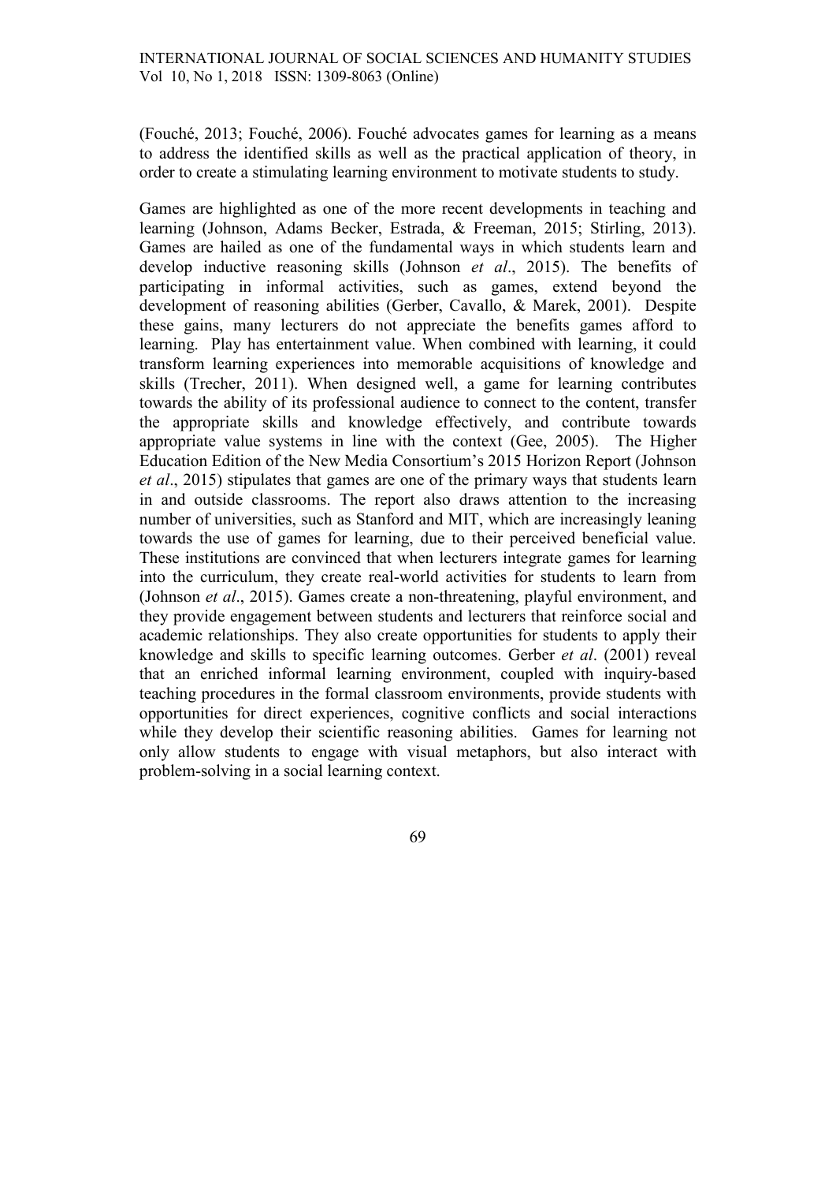(Fouché, 2013; Fouché, 2006). Fouché advocates games for learning as a means to address the identified skills as well as the practical application of theory, in order to create a stimulating learning environment to motivate students to study.

Games are highlighted as one of the more recent developments in teaching and learning (Johnson, Adams Becker, Estrada, & Freeman, 2015; Stirling, 2013). Games are hailed as one of the fundamental ways in which students learn and develop inductive reasoning skills (Johnson *et al*., 2015). The benefits of participating in informal activities, such as games, extend beyond the development of reasoning abilities (Gerber, Cavallo, & Marek, 2001). Despite these gains, many lecturers do not appreciate the benefits games afford to learning. Play has entertainment value. When combined with learning, it could transform learning experiences into memorable acquisitions of knowledge and skills (Trecher, 2011). When designed well, a game for learning contributes towards the ability of its professional audience to connect to the content, transfer the appropriate skills and knowledge effectively, and contribute towards appropriate value systems in line with the context (Gee, 2005). The Higher Education Edition of the New Media Consortium's 2015 Horizon Report (Johnson *et al*., 2015) stipulates that games are one of the primary ways that students learn in and outside classrooms. The report also draws attention to the increasing number of universities, such as Stanford and MIT, which are increasingly leaning towards the use of games for learning, due to their perceived beneficial value. These institutions are convinced that when lecturers integrate games for learning into the curriculum, they create real-world activities for students to learn from (Johnson *et al*., 2015). Games create a non-threatening, playful environment, and they provide engagement between students and lecturers that reinforce social and academic relationships. They also create opportunities for students to apply their knowledge and skills to specific learning outcomes. Gerber *et al*. (2001) reveal that an enriched informal learning environment, coupled with inquiry-based teaching procedures in the formal classroom environments, provide students with opportunities for direct experiences, cognitive conflicts and social interactions while they develop their scientific reasoning abilities. Games for learning not only allow students to engage with visual metaphors, but also interact with problem-solving in a social learning context.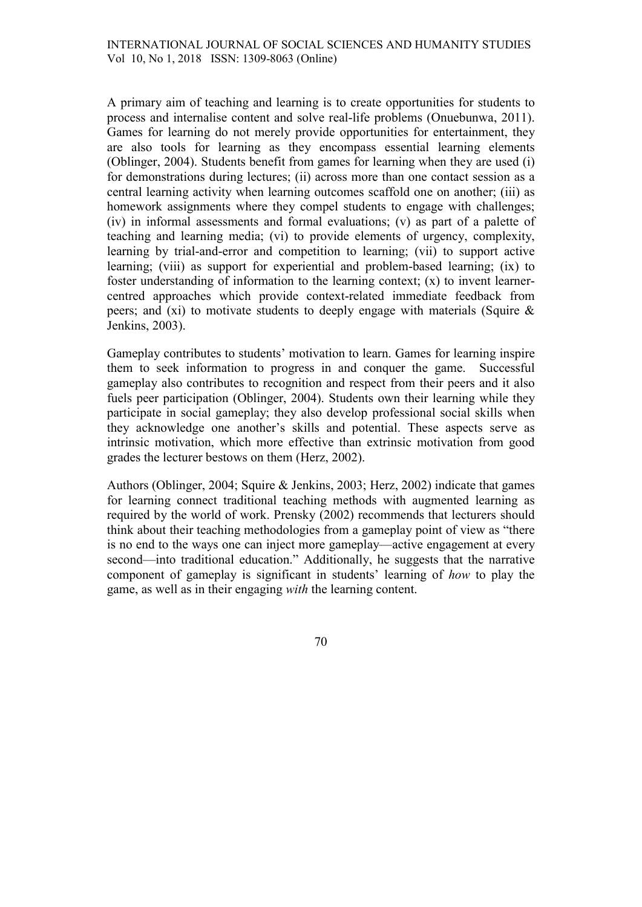A primary aim of teaching and learning is to create opportunities for students to process and internalise content and solve real-life problems (Onuebunwa, 2011). Games for learning do not merely provide opportunities for entertainment, they are also tools for learning as they encompass essential learning elements (Oblinger, 2004). Students benefit from games for learning when they are used (i) for demonstrations during lectures; (ii) across more than one contact session as a central learning activity when learning outcomes scaffold one on another; (iii) as homework assignments where they compel students to engage with challenges; (iv) in informal assessments and formal evaluations; (v) as part of a palette of teaching and learning media; (vi) to provide elements of urgency, complexity, learning by trial-and-error and competition to learning; (vii) to support active learning; (viii) as support for experiential and problem-based learning; (ix) to foster understanding of information to the learning context; (x) to invent learner-centred approaches which provide context-related immediate feedback from peers; and (xi) to motivate students to deeply engage with materials (Squire & Jenkins, 2003).

Gameplay contributes to students' motivation to learn. Games for learning inspire them to seek information to progress in and conquer the game. Successful gameplay also contributes to recognition and respect from their peers and it also fuels peer participation (Oblinger, 2004). Students own their learning while they participate in social gameplay; they also develop professional social skills when they acknowledge one another's skills and potential. These aspects serve as intrinsic motivation, which more effective than extrinsic motivation from good grades the lecturer bestows on them (Herz, 2002).

Authors (Oblinger, 2004; Squire & Jenkins, 2003; Herz, 2002) indicate that games for learning connect traditional teaching methods with augmented learning as required by the world of work. Prensky (2002) recommends that lecturers should think about their teaching methodologies from a gameplay point of view as "there is no end to the ways one can inject more gameplay—active engagement at every second—into traditional education." Additionally, he suggests that the narrative component of gameplay is significant in students' learning of *how* to play the game, as well as in their engaging *with* the learning content.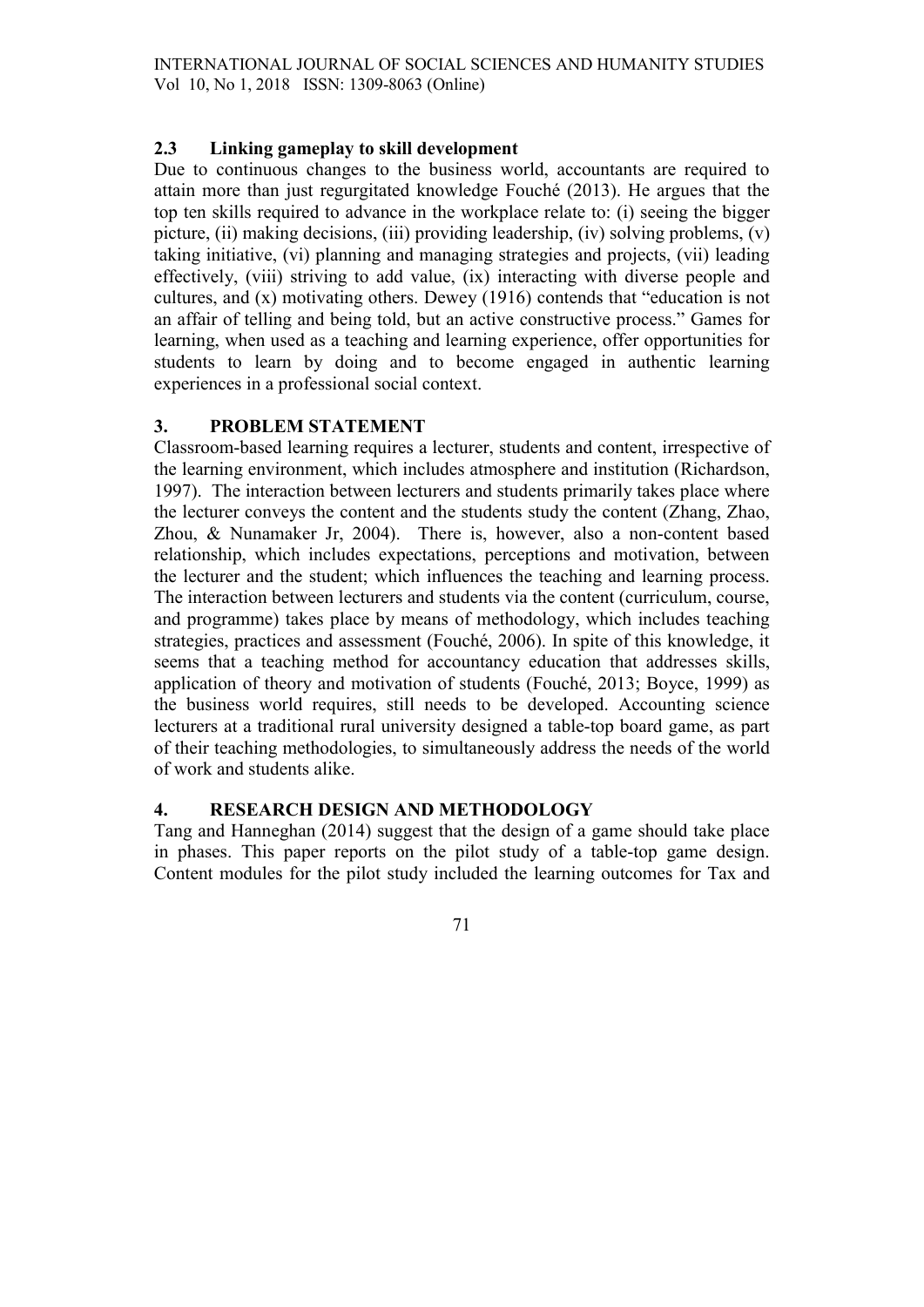### 2.3 Linking gameplay to skill development

Due to continuous changes to the business world, accountants are required to attain more than just regurgitated knowledge Fouché (2013). He argues that the top ten skills required to advance in the workplace relate to: (i) seeing the bigger picture, (ii) making decisions, (iii) providing leadership, (iv) solving problems, (v) taking initiative, (vi) planning and managing strategies and projects, (vii) leading effectively, (viii) striving to add value, (ix) interacting with diverse people and cultures, and (x) motivating others. Dewey (1916) contends that "education is not an affair of telling and being told, but an active constructive process." Games for learning, when used as a teaching and learning experience, offer opportunities for students to learn by doing and to become engaged in authentic learning experiences in a professional social context.

## 3. PROBLEM STATEMENT

Classroom-based learning requires a lecturer, students and content, irrespective of the learning environment, which includes atmosphere and institution (Richardson, 1997). The interaction between lecturers and students primarily takes place where the lecturer conveys the content and the students study the content (Zhang, Zhao, Zhou, & Nunamaker Jr, 2004). There is, however, also a non-content based relationship, which includes expectations, perceptions and motivation, between the lecturer and the student; which influences the teaching and learning process. The interaction between lecturers and students via the content (curriculum, course, and programme) takes place by means of methodology, which includes teaching strategies, practices and assessment (Fouché, 2006). In spite of this knowledge, it seems that a teaching method for accountancy education that addresses skills, application of theory and motivation of students (Fouché, 2013; Boyce, 1999) as the business world requires, still needs to be developed. Accounting science lecturers at a traditional rural university designed a table-top board game, as part of their teaching methodologies, to simultaneously address the needs of the world of work and students alike.

## 4. RESEARCH DESIGN AND METHODOLOGY

Tang and Hanneghan (2014) suggest that the design of a game should take place in phases. This paper reports on the pilot study of a table-top game design. Content modules for the pilot study included the learning outcomes for Tax and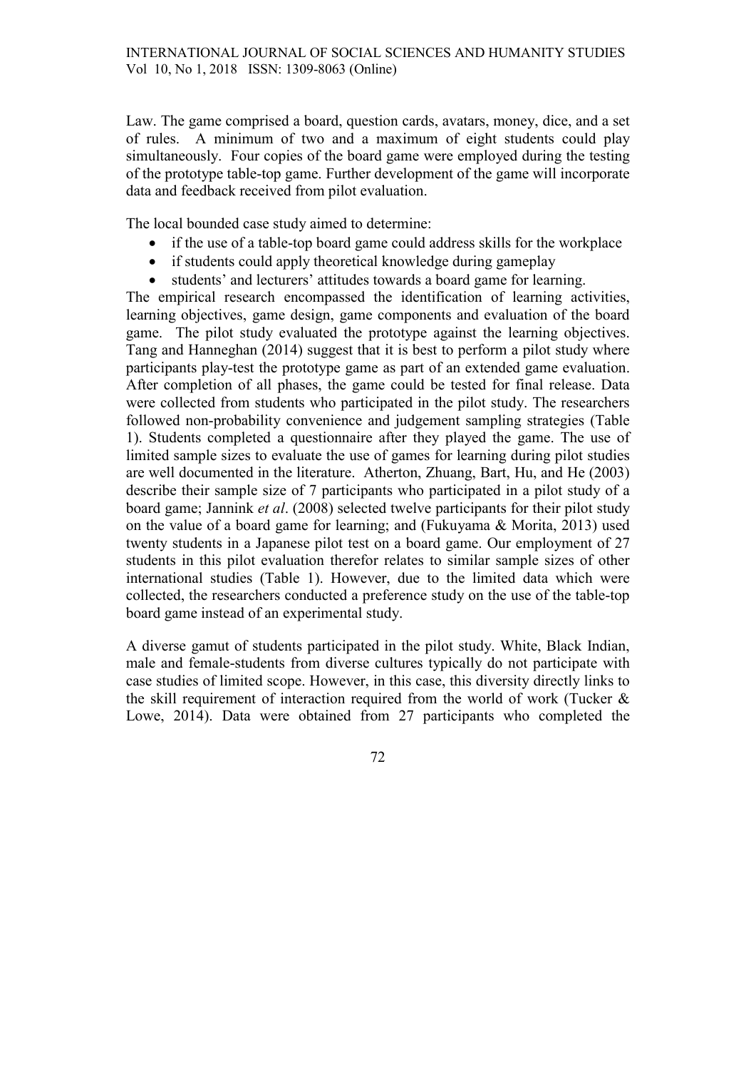Law. The game comprised a board, question cards, avatars, money, dice, and a set of rules. A minimum of two and a maximum of eight students could play simultaneously. Four copies of the board game were employed during the testing of the prototype table-top game. Further development of the game will incorporate data and feedback received from pilot evaluation.

The local bounded case study aimed to determine:

- if the use of a table-top board game could address skills for the workplace
- if students could apply theoretical knowledge during gameplay
- students' and lecturers' attitudes towards a board game for learning.

The empirical research encompassed the identification of learning activities, learning objectives, game design, game components and evaluation of the board game. The pilot study evaluated the prototype against the learning objectives. Tang and Hanneghan (2014) suggest that it is best to perform a pilot study where participants play-test the prototype game as part of an extended game evaluation. After completion of all phases, the game could be tested for final release. Data were collected from students who participated in the pilot study. The researchers followed non-probability convenience and judgement sampling strategies (Table 1). Students completed a questionnaire after they played the game. The use of limited sample sizes to evaluate the use of games for learning during pilot studies are well documented in the literature. Atherton, Zhuang, Bart, Hu, and He (2003) describe their sample size of 7 participants who participated in a pilot study of a board game; Jannink *et al*. (2008) selected twelve participants for their pilot study on the value of a board game for learning; and (Fukuyama & Morita, 2013) used twenty students in a Japanese pilot test on a board game. Our employment of 27 students in this pilot evaluation therefor relates to similar sample sizes of other international studies (Table 1). However, due to the limited data which were collected, the researchers conducted a preference study on the use of the table-top board game instead of an experimental study.

A diverse gamut of students participated in the pilot study. White, Black Indian, male and female-students from diverse cultures typically do not participate with case studies of limited scope. However, in this case, this diversity directly links to the skill requirement of interaction required from the world of work (Tucker & Lowe, 2014). Data were obtained from 27 participants who completed the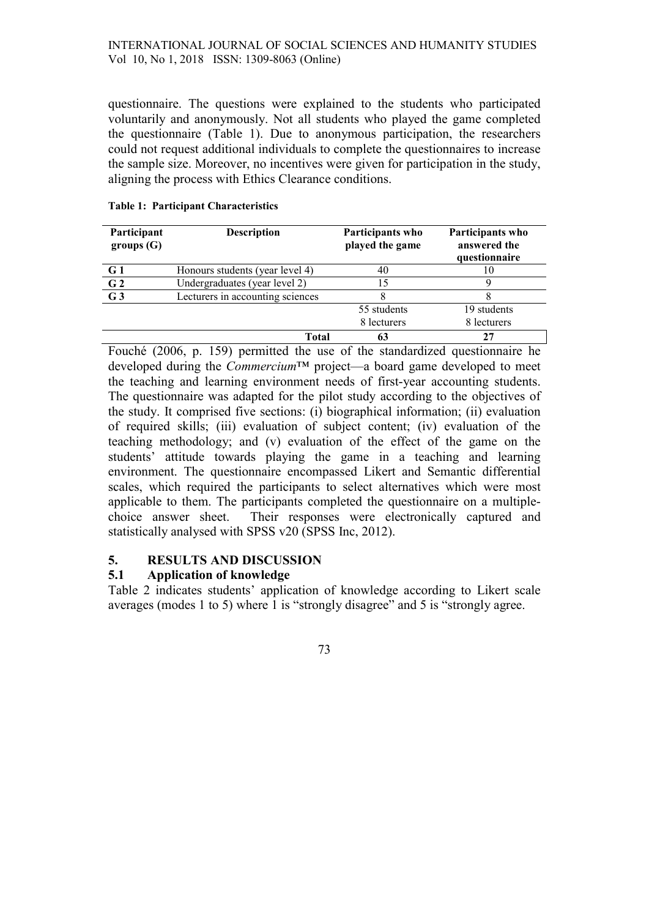questionnaire. The questions were explained to the students who participated voluntarily and anonymously. Not all students who played the game completed the questionnaire (Table 1). Due to anonymous participation, the researchers could not request additional individuals to complete the questionnaires to increase the sample size. Moreover, no incentives were given for participation in the study, aligning the process with Ethics Clearance conditions.

**Table 1: Participant Characteristics**

| Participant groups (G) | Description | Participants who played the game | Participants who answered the questionnaire |
|---|---|---|---|
| **G 1** | Honours students (year level 4) | 40 | 10 |
| **G 2** | Undergraduates (year level 2) | 15 | 9 |
| **G 3** | Lecturers in accounting sciences | 8 | 8 |
| | | 55 students<br>8 lecturers | 19 students<br>8 lecturers |
| | **Total** | **63** | **27** |

Fouché (2006, p. 159) permitted the use of the standardized questionnaire he developed during the *Commercium*™ project—a board game developed to meet the teaching and learning environment needs of first-year accounting students. The questionnaire was adapted for the pilot study according to the objectives of the study. It comprised five sections: (i) biographical information; (ii) evaluation of required skills; (iii) evaluation of subject content; (iv) evaluation of the teaching methodology; and (v) evaluation of the effect of the game on the students' attitude towards playing the game in a teaching and learning environment. The questionnaire encompassed Likert and Semantic differential scales, which required the participants to select alternatives which were most applicable to them. The participants completed the questionnaire on a multiple-choice answer sheet. Their responses were electronically captured and statistically analysed with SPSS v20 (SPSS Inc, 2012).

## 5. RESULTS AND DISCUSSION

### 5.1 Application of knowledge

Table 2 indicates students' application of knowledge according to Likert scale averages (modes 1 to 5) where 1 is "strongly disagree" and 5 is "strongly agree.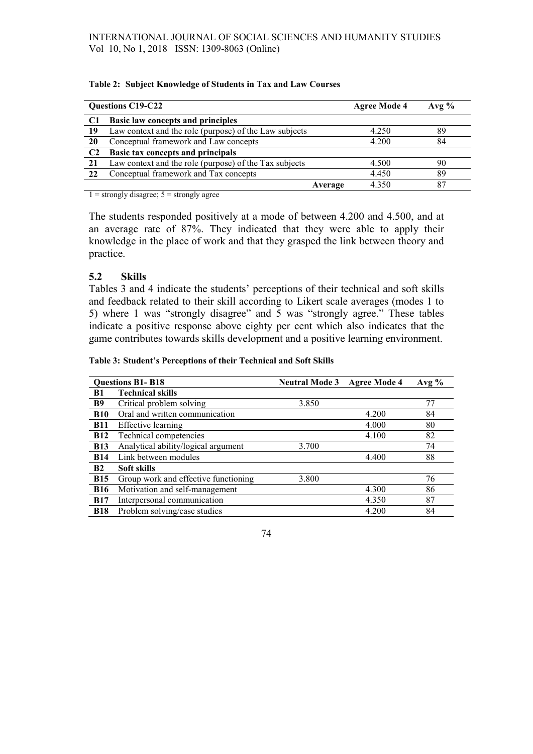**Table 2: Subject Knowledge of Students in Tax and Law Courses**

| Questions C19-C22 | | Agree Mode 4 | Avg % |
|---|---|---|---|
| **C1** | **Basic law concepts and principles** | | |
| **19** | Law context and the role (purpose) of the Law subjects | 4.250 | 89 |
| **20** | Conceptual framework and Law concepts | 4.200 | 84 |
| **C2** | **Basic tax concepts and principals** | | |
| **21** | Law context and the role (purpose) of the Tax subjects | 4.500 | 90 |
| **22** | Conceptual framework and Tax concepts | 4.450 | 89 |
| | **Average** | 4.350 | 87 |

1 = strongly disagree; 5 = strongly agree

The students responded positively at a mode of between 4.200 and 4.500, and at an average rate of 87%. They indicated that they were able to apply their knowledge in the place of work and that they grasped the link between theory and practice.

### 5.2 Skills

Tables 3 and 4 indicate the students' perceptions of their technical and soft skills and feedback related to their skill according to Likert scale averages (modes 1 to 5) where 1 was "strongly disagree" and 5 was "strongly agree." These tables indicate a positive response above eighty per cent which also indicates that the game contributes towards skills development and a positive learning environment.

**Table 3: Student's Perceptions of their Technical and Soft Skills**

| Questions B1- B18 | | Neutral Mode 3 | Agree Mode 4 | Avg % |
|---|---|---|---|---|
| **B1** | **Technical skills** | | | |
| **B9** | Critical problem solving | 3.850 | | 77 |
| **B10** | Oral and written communication | | 4.200 | 84 |
| **B11** | Effective learning | | 4.000 | 80 |
| **B12** | Technical competencies | | 4.100 | 82 |
| **B13** | Analytical ability/logical argument | 3.700 | | 74 |
| **B14** | Link between modules | | 4.400 | 88 |
| **B2** | **Soft skills** | | | |
| **B15** | Group work and effective functioning | 3.800 | | 76 |
| **B16** | Motivation and self-management | | 4.300 | 86 |
| **B17** | Interpersonal communication | | 4.350 | 87 |
| **B18** | Problem solving/case studies | | 4.200 | 84 |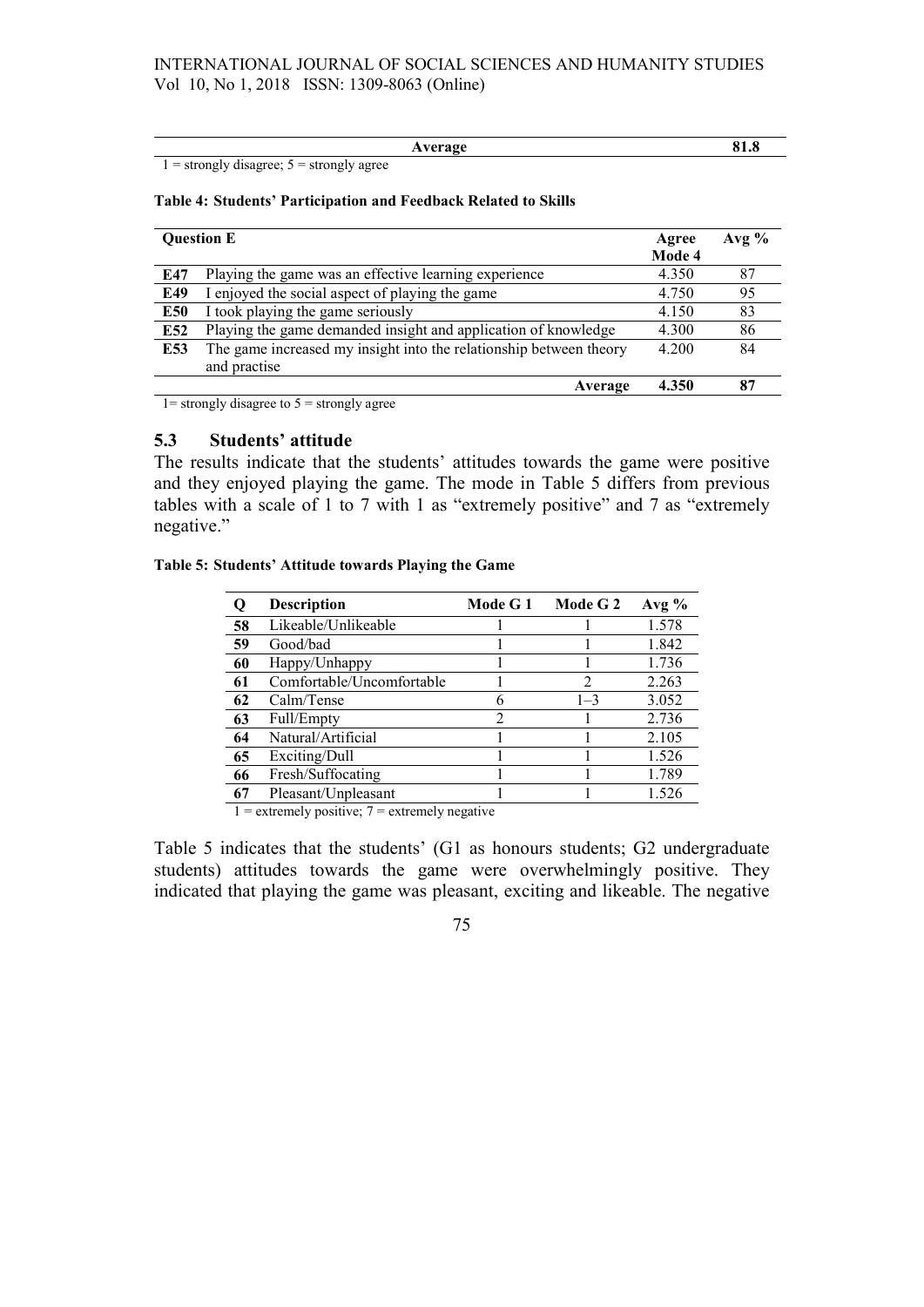| | Average | 81.8 |
|---|---|---|

1 = strongly disagree; 5 = strongly agree

**Table 4: Students' Participation and Feedback Related to Skills**

| Question E | | Agree Mode 4 | Avg % |
|---|---|---|---|
| **E47** | Playing the game was an effective learning experience | 4.350 | 87 |
| **E49** | I enjoyed the social aspect of playing the game | 4.750 | 95 |
| **E50** | I took playing the game seriously | 4.150 | 83 |
| **E52** | Playing the game demanded insight and application of knowledge | 4.300 | 86 |
| **E53** | The game increased my insight into the relationship between theory and practise | 4.200 | 84 |
| | **Average** | **4.350** | **87** |

1= strongly disagree to 5 = strongly agree

## 5.3 Students' attitude

The results indicate that the students' attitudes towards the game were positive and they enjoyed playing the game. The mode in Table 5 differs from previous tables with a scale of 1 to 7 with 1 as "extremely positive" and 7 as "extremely negative."

**Table 5: Students' Attitude towards Playing the Game**

| Q | Description | Mode G 1 | Mode G 2 | Avg % |
|---|---|---|---|---|
| **58** | Likeable/Unlikeable | 1 | 1 | 1.578 |
| **59** | Good/bad | 1 | 1 | 1.842 |
| **60** | Happy/Unhappy | 1 | 1 | 1.736 |
| **61** | Comfortable/Uncomfortable | 1 | 2 | 2.263 |
| **62** | Calm/Tense | 6 | 1–3 | 3.052 |
| **63** | Full/Empty | 2 | 1 | 2.736 |
| **64** | Natural/Artificial | 1 | 1 | 2.105 |
| **65** | Exciting/Dull | 1 | 1 | 1.526 |
| **66** | Fresh/Suffocating | 1 | 1 | 1.789 |
| **67** | Pleasant/Unpleasant | 1 | 1 | 1.526 |

1 = extremely positive; 7 = extremely negative

Table 5 indicates that the students' (G1 as honours students; G2 undergraduate students) attitudes towards the game were overwhelmingly positive. They indicated that playing the game was pleasant, exciting and likeable. The negative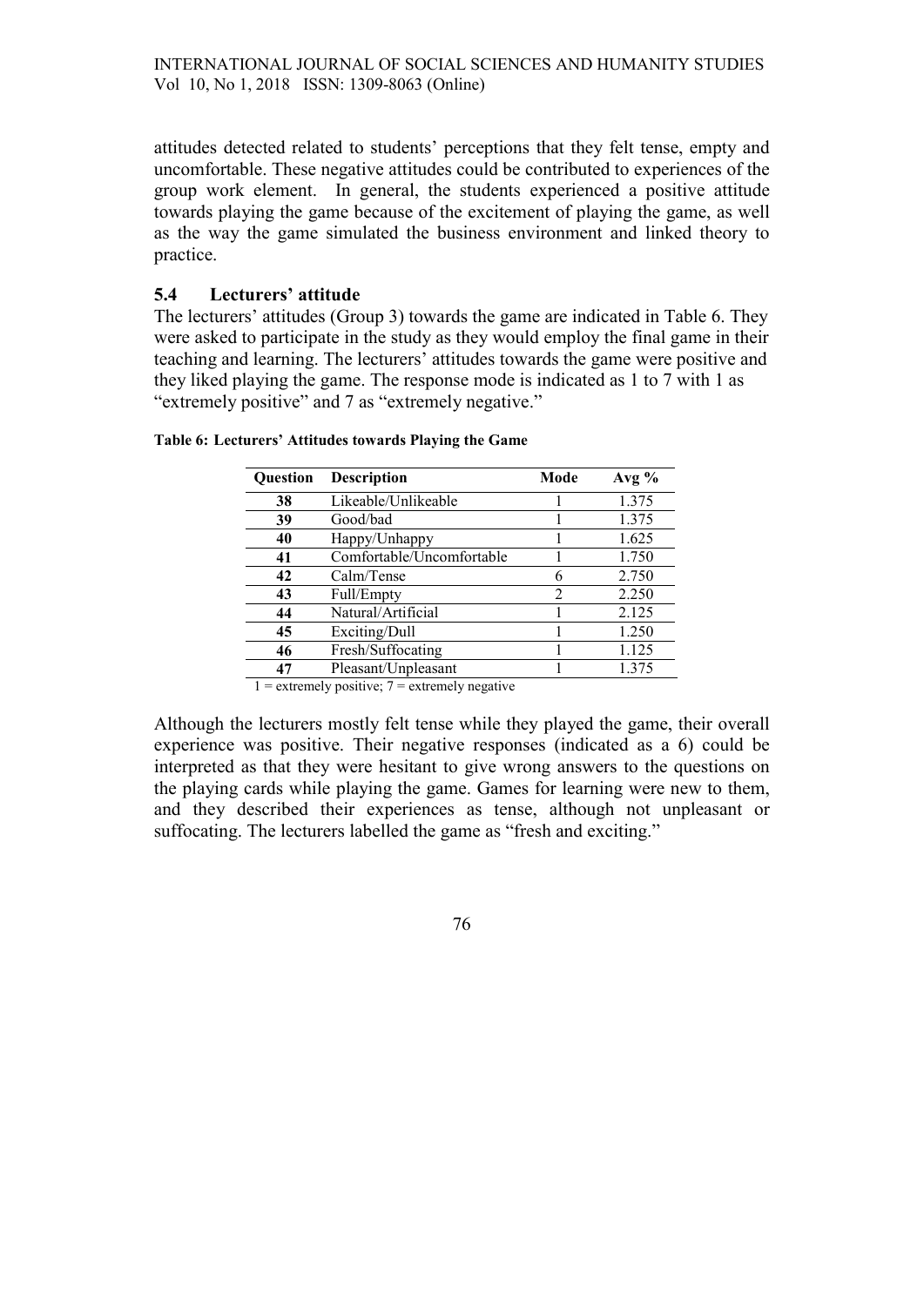attitudes detected related to students' perceptions that they felt tense, empty and uncomfortable. These negative attitudes could be contributed to experiences of the group work element. In general, the students experienced a positive attitude towards playing the game because of the excitement of playing the game, as well as the way the game simulated the business environment and linked theory to practice.

## 5.4 Lecturers' attitude

The lecturers' attitudes (Group 3) towards the game are indicated in Table 6. They were asked to participate in the study as they would employ the final game in their teaching and learning. The lecturers' attitudes towards the game were positive and they liked playing the game. The response mode is indicated as 1 to 7 with 1 as "extremely positive" and 7 as "extremely negative."

**Table 6: Lecturers' Attitudes towards Playing the Game**

| Question | Description | Mode | Avg % |
|---|---|---|---|
| **38** | Likeable/Unlikeable | 1 | 1.375 |
| **39** | Good/bad | 1 | 1.375 |
| **40** | Happy/Unhappy | 1 | 1.625 |
| **41** | Comfortable/Uncomfortable | 1 | 1.750 |
| **42** | Calm/Tense | 6 | 2.750 |
| **43** | Full/Empty | 2 | 2.250 |
| **44** | Natural/Artificial | 1 | 2.125 |
| **45** | Exciting/Dull | 1 | 1.250 |
| **46** | Fresh/Suffocating | 1 | 1.125 |
| **47** | Pleasant/Unpleasant | 1 | 1.375 |

1 = extremely positive; 7 = extremely negative

Although the lecturers mostly felt tense while they played the game, their overall experience was positive. Their negative responses (indicated as a 6) could be interpreted as that they were hesitant to give wrong answers to the questions on the playing cards while playing the game. Games for learning were new to them, and they described their experiences as tense, although not unpleasant or suffocating. The lecturers labelled the game as "fresh and exciting."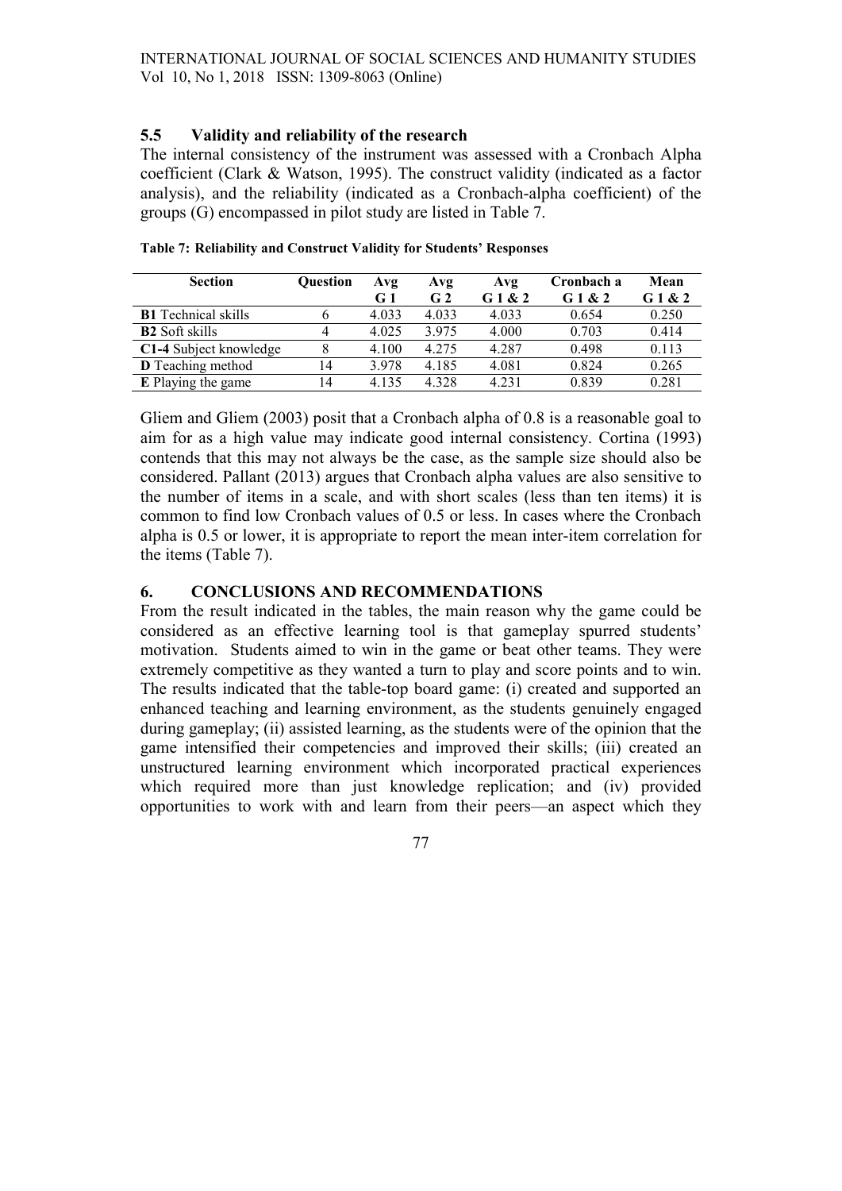## 5.5 Validity and reliability of the research

The internal consistency of the instrument was assessed with a Cronbach Alpha coefficient (Clark & Watson, 1995). The construct validity (indicated as a factor analysis), and the reliability (indicated as a Cronbach-alpha coefficient) of the groups (G) encompassed in pilot study are listed in Table 7.

**Table 7: Reliability and Construct Validity for Students' Responses**

| Section | Question | Avg G 1 | Avg G 2 | Avg G 1 & 2 | Cronbach a G 1 & 2 | Mean G 1 & 2 |
|---|---|---|---|---|---|---|
| **B1** Technical skills | 6 | 4.033 | 4.033 | 4.033 | 0.654 | 0.250 |
| **B2** Soft skills | 4 | 4.025 | 3.975 | 4.000 | 0.703 | 0.414 |
| **C1-4** Subject knowledge | 8 | 4.100 | 4.275 | 4.287 | 0.498 | 0.113 |
| **D** Teaching method | 14 | 3.978 | 4.185 | 4.081 | 0.824 | 0.265 |
| **E** Playing the game | 14 | 4.135 | 4.328 | 4.231 | 0.839 | 0.281 |

Gliem and Gliem (2003) posit that a Cronbach alpha of 0.8 is a reasonable goal to aim for as a high value may indicate good internal consistency. Cortina (1993) contends that this may not always be the case, as the sample size should also be considered. Pallant (2013) argues that Cronbach alpha values are also sensitive to the number of items in a scale, and with short scales (less than ten items) it is common to find low Cronbach values of 0.5 or less. In cases where the Cronbach alpha is 0.5 or lower, it is appropriate to report the mean inter-item correlation for the items (Table 7).

## 6. CONCLUSIONS AND RECOMMENDATIONS

From the result indicated in the tables, the main reason why the game could be considered as an effective learning tool is that gameplay spurred students' motivation. Students aimed to win in the game or beat other teams. They were extremely competitive as they wanted a turn to play and score points and to win. The results indicated that the table-top board game: (i) created and supported an enhanced teaching and learning environment, as the students genuinely engaged during gameplay; (ii) assisted learning, as the students were of the opinion that the game intensified their competencies and improved their skills; (iii) created an unstructured learning environment which incorporated practical experiences which required more than just knowledge replication; and (iv) provided opportunities to work with and learn from their peers—an aspect which they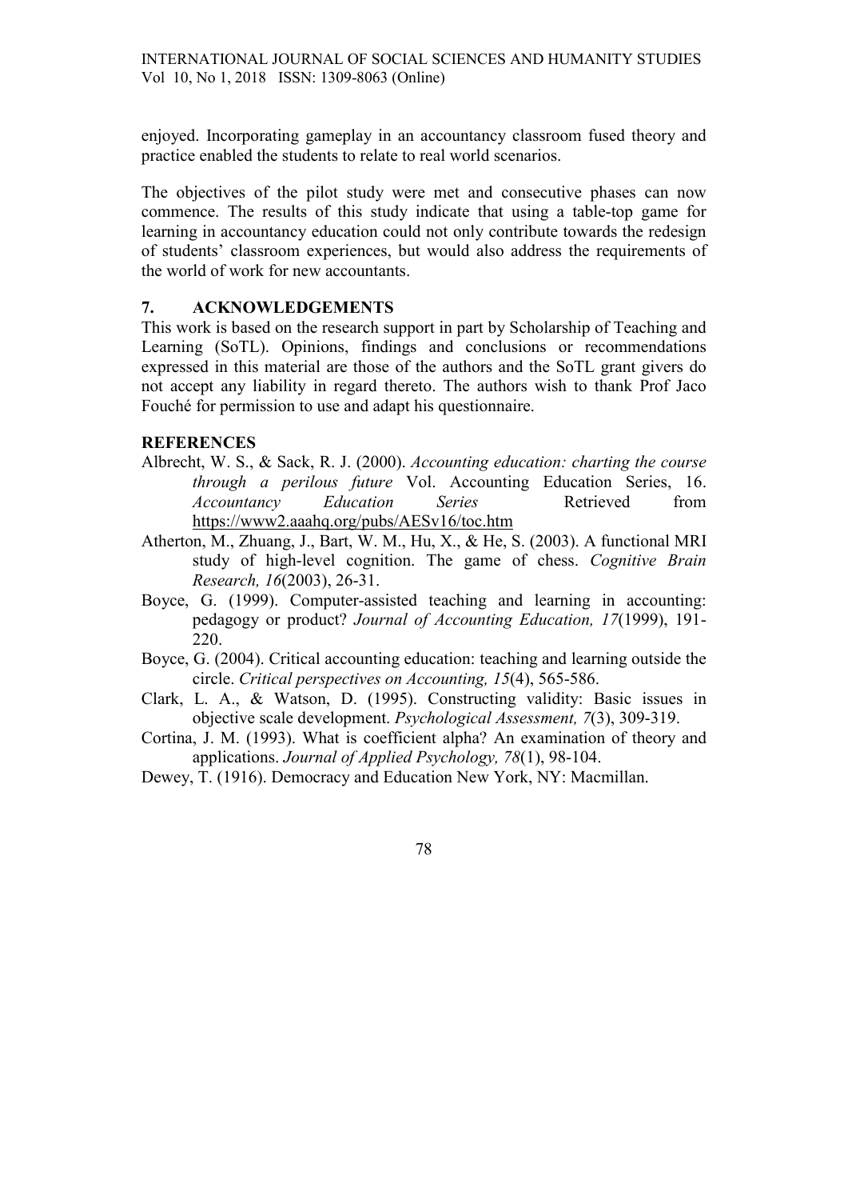enjoyed. Incorporating gameplay in an accountancy classroom fused theory and practice enabled the students to relate to real world scenarios.

The objectives of the pilot study were met and consecutive phases can now commence. The results of this study indicate that using a table-top game for learning in accountancy education could not only contribute towards the redesign of students' classroom experiences, but would also address the requirements of the world of work for new accountants.

## 7. ACKNOWLEDGEMENTS

This work is based on the research support in part by Scholarship of Teaching and Learning (SoTL). Opinions, findings and conclusions or recommendations expressed in this material are those of the authors and the SoTL grant givers do not accept any liability in regard thereto. The authors wish to thank Prof Jaco Fouché for permission to use and adapt his questionnaire.

## REFERENCES

Albrecht, W. S., & Sack, R. J. (2000). *Accounting education: charting the course through a perilous future* Vol. Accounting Education Series, 16. *Accountancy Education Series* Retrieved from https://www2.aaahq.org/pubs/AESv16/toc.htm

Atherton, M., Zhuang, J., Bart, W. M., Hu, X., & He, S. (2003). A functional MRI study of high-level cognition. The game of chess. *Cognitive Brain Research, 16*(2003), 26-31.

Boyce, G. (1999). Computer-assisted teaching and learning in accounting: pedagogy or product? *Journal of Accounting Education, 17*(1999), 191-220.

Boyce, G. (2004). Critical accounting education: teaching and learning outside the circle. *Critical perspectives on Accounting, 15*(4), 565-586.

Clark, L. A., & Watson, D. (1995). Constructing validity: Basic issues in objective scale development. *Psychological Assessment, 7*(3), 309-319.

Cortina, J. M. (1993). What is coefficient alpha? An examination of theory and applications. *Journal of Applied Psychology, 78*(1), 98-104.

Dewey, T. (1916). Democracy and Education New York, NY: Macmillan.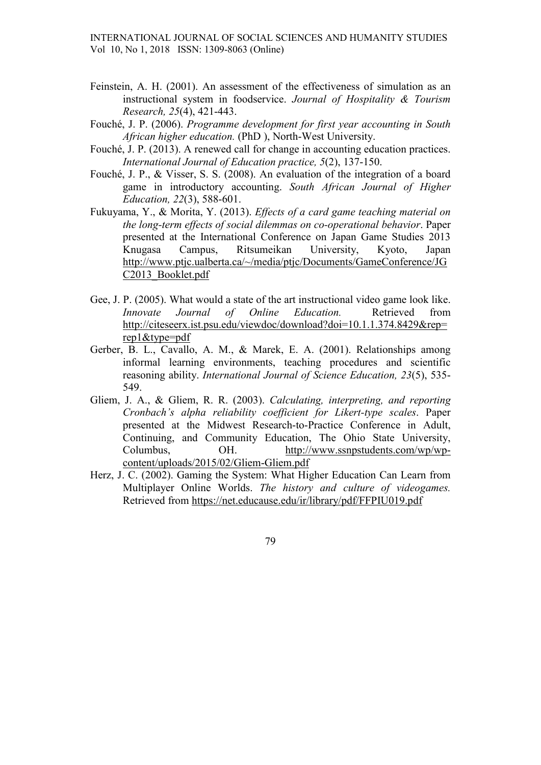Feinstein, A. H. (2001). An assessment of the effectiveness of simulation as an instructional system in foodservice. *Journal of Hospitality & Tourism Research, 25*(4), 421-443.

Fouché, J. P. (2006). *Programme development for first year accounting in South African higher education.* (PhD ), North-West University.

Fouché, J. P. (2013). A renewed call for change in accounting education practices. *International Journal of Education practice, 5*(2), 137-150.

Fouché, J. P., & Visser, S. S. (2008). An evaluation of the integration of a board game in introductory accounting. *South African Journal of Higher Education, 22*(3), 588-601.

Fukuyama, Y., & Morita, Y. (2013). *Effects of a card game teaching material on the long-term effects of social dilemmas on co-operational behavior*. Paper presented at the International Conference on Japan Game Studies 2013 Knugasa Campus, Ritsumeikan University, Kyoto, Japan http://www.ptjc.ualberta.ca/~/media/ptjc/Documents/GameConference/JGC2013_Booklet.pdf

Gee, J. P. (2005). What would a state of the art instructional video game look like. *Innovate Journal of Online Education.* Retrieved from http://citeseerx.ist.psu.edu/viewdoc/download?doi=10.1.1.374.8429&rep=rep1&type=pdf

Gerber, B. L., Cavallo, A. M., & Marek, E. A. (2001). Relationships among informal learning environments, teaching procedures and scientific reasoning ability. *International Journal of Science Education, 23*(5), 535-549.

Gliem, J. A., & Gliem, R. R. (2003). *Calculating, interpreting, and reporting Cronbach's alpha reliability coefficient for Likert-type scales*. Paper presented at the Midwest Research-to-Practice Conference in Adult, Continuing, and Community Education, The Ohio State University, Columbus, OH. http://www.ssnpstudents.com/wp/wp-content/uploads/2015/02/Gliem-Gliem.pdf

Herz, J. C. (2002). Gaming the System: What Higher Education Can Learn from Multiplayer Online Worlds. *The history and culture of videogames.* Retrieved from https://net.educause.edu/ir/library/pdf/FFPIU019.pdf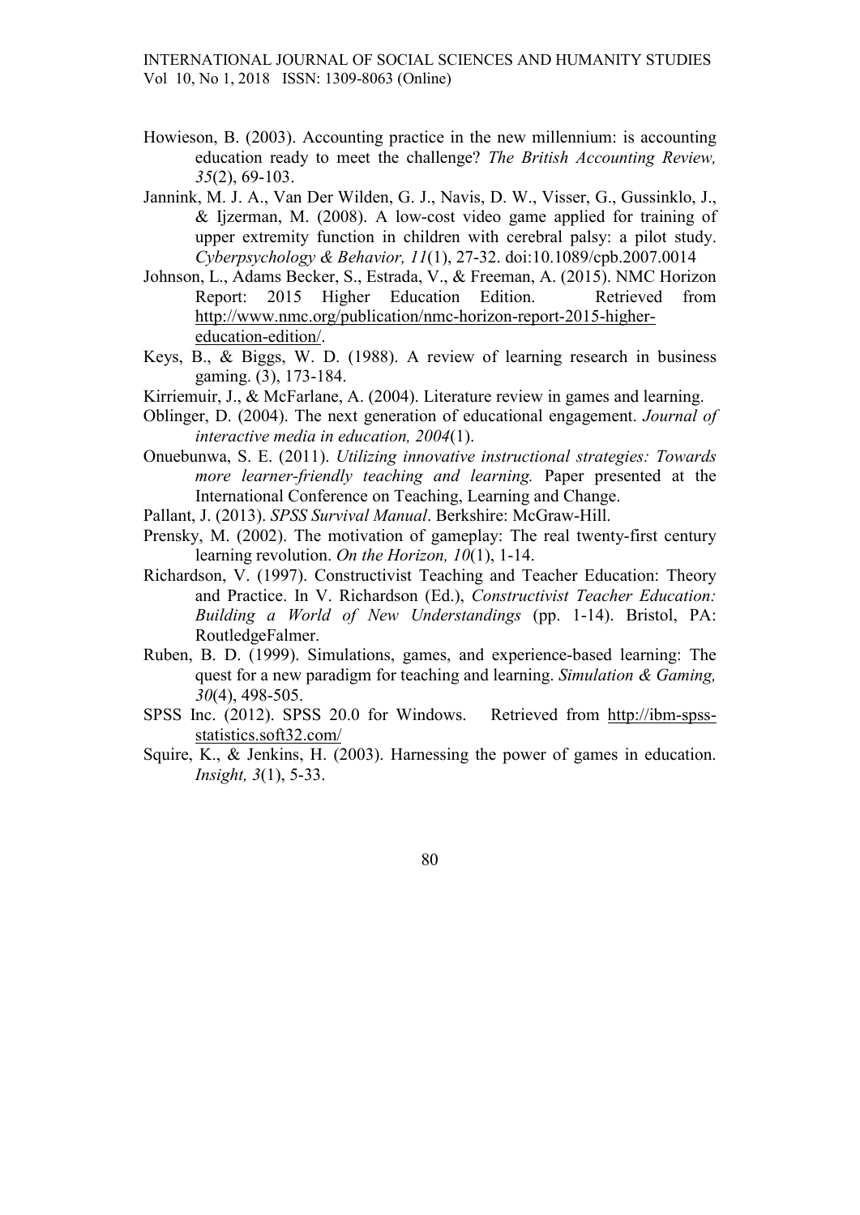Howieson, B. (2003). Accounting practice in the new millennium: is accounting education ready to meet the challenge? *The British Accounting Review, 35*(2), 69-103.

Jannink, M. J. A., Van Der Wilden, G. J., Navis, D. W., Visser, G., Gussinklo, J., & Ijzerman, M. (2008). A low-cost video game applied for training of upper extremity function in children with cerebral palsy: a pilot study. *Cyberpsychology & Behavior, 11*(1), 27-32. doi:10.1089/cpb.2007.0014

Johnson, L., Adams Becker, S., Estrada, V., & Freeman, A. (2015). NMC Horizon Report: 2015 Higher Education Edition. Retrieved from http://www.nmc.org/publication/nmc-horizon-report-2015-higher-education-edition/.

Keys, B., & Biggs, W. D. (1988). A review of learning research in business gaming. (3), 173-184.

Kirriemuir, J., & McFarlane, A. (2004). Literature review in games and learning.

Oblinger, D. (2004). The next generation of educational engagement. *Journal of interactive media in education, 2004*(1).

Onuebunwa, S. E. (2011). *Utilizing innovative instructional strategies: Towards more learner-friendly teaching and learning.* Paper presented at the International Conference on Teaching, Learning and Change.

Pallant, J. (2013). *SPSS Survival Manual*. Berkshire: McGraw-Hill.

Prensky, M. (2002). The motivation of gameplay: The real twenty-first century learning revolution. *On the Horizon, 10*(1), 1-14.

Richardson, V. (1997). Constructivist Teaching and Teacher Education: Theory and Practice. In V. Richardson (Ed.), *Constructivist Teacher Education: Building a World of New Understandings* (pp. 1-14). Bristol, PA: RoutledgeFalmer.

Ruben, B. D. (1999). Simulations, games, and experience-based learning: The quest for a new paradigm for teaching and learning. *Simulation & Gaming, 30*(4), 498-505.

SPSS Inc. (2012). SPSS 20.0 for Windows. Retrieved from http://ibm-spss-statistics.soft32.com/

Squire, K., & Jenkins, H. (2003). Harnessing the power of games in education. *Insight, 3*(1), 5-33.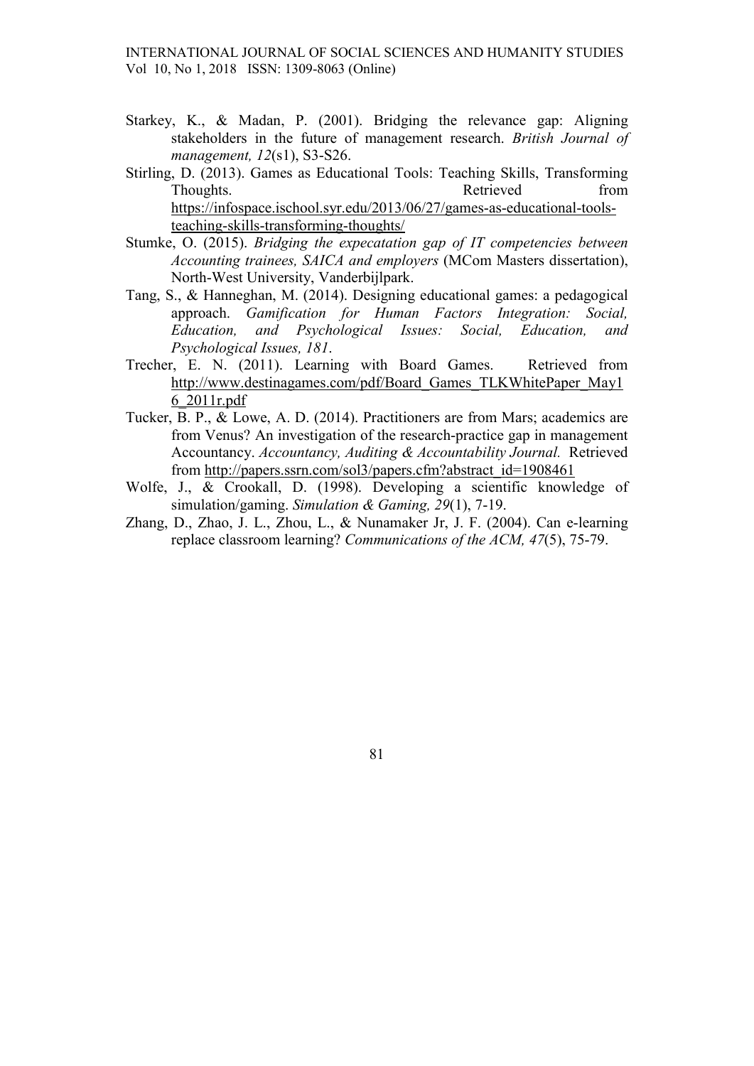Starkey, K., & Madan, P. (2001). Bridging the relevance gap: Aligning stakeholders in the future of management research. *British Journal of management, 12*(s1), S3-S26.

Stirling, D. (2013). Games as Educational Tools: Teaching Skills, Transforming Thoughts. Retrieved from https://infospace.ischool.syr.edu/2013/06/27/games-as-educational-tools-teaching-skills-transforming-thoughts/

Stumke, O. (2015). *Bridging the expecatation gap of IT competencies between Accounting trainees, SAICA and employers* (MCom Masters dissertation), North-West University, Vanderbijlpark.

Tang, S., & Hanneghan, M. (2014). Designing educational games: a pedagogical approach. *Gamification for Human Factors Integration: Social, Education, and Psychological Issues: Social, Education, and Psychological Issues, 181*.

Trecher, E. N. (2011). Learning with Board Games. Retrieved from http://www.destinagames.com/pdf/Board_Games_TLKWhitePaper_May16_2011r.pdf

Tucker, B. P., & Lowe, A. D. (2014). Practitioners are from Mars; academics are from Venus? An investigation of the research-practice gap in management Accountancy. *Accountancy, Auditing & Accountability Journal.* Retrieved from http://papers.ssrn.com/sol3/papers.cfm?abstract_id=1908461

Wolfe, J., & Crookall, D. (1998). Developing a scientific knowledge of simulation/gaming. *Simulation & Gaming, 29*(1), 7-19.

Zhang, D., Zhao, J. L., Zhou, L., & Nunamaker Jr, J. F. (2004). Can e-learning replace classroom learning? *Communications of the ACM, 47*(5), 75-79.